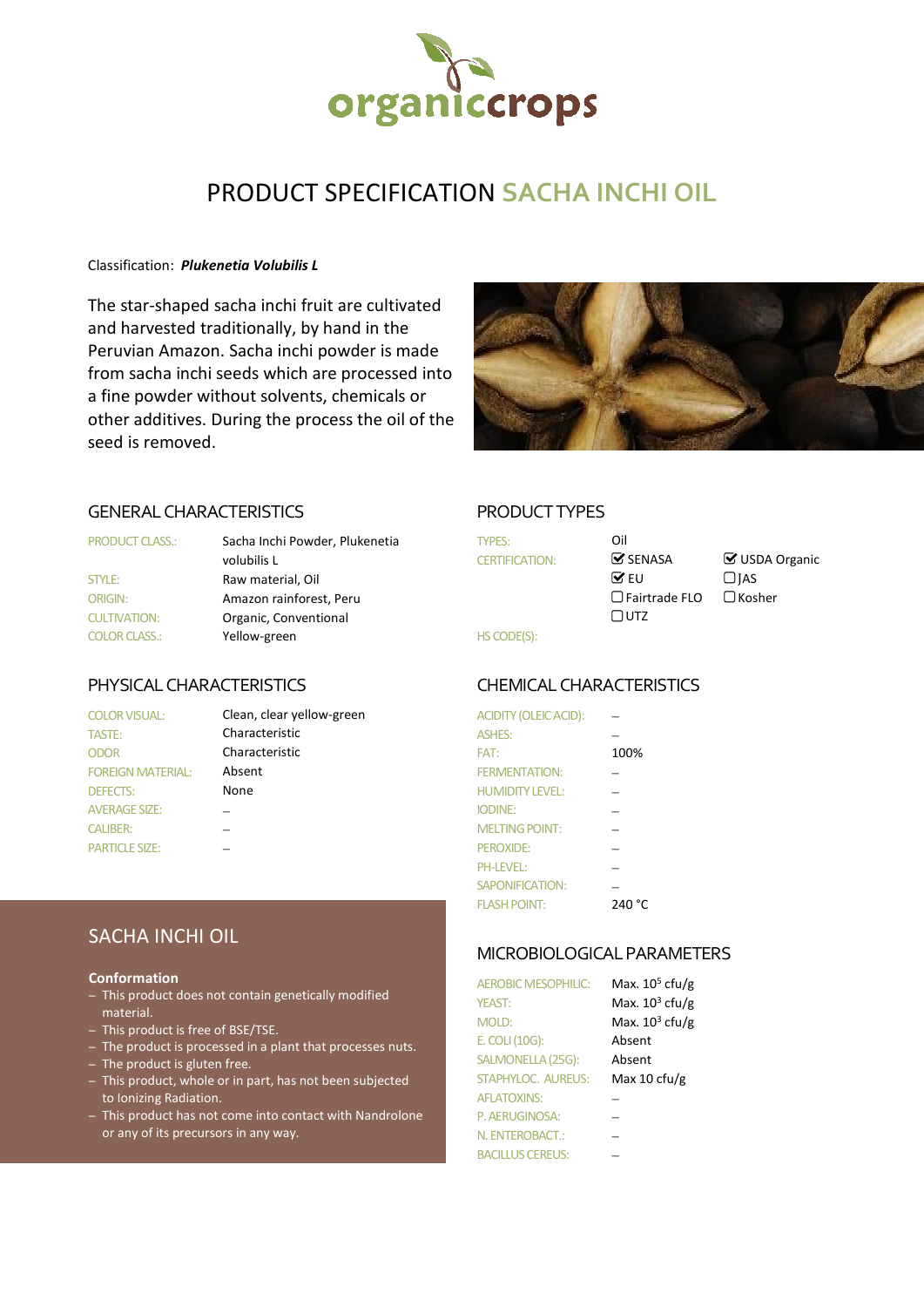organiccrops

# PRODUCT SPECIFICATION SACHA INCHI OIL

Classification: ***Plukenetia Volubilis L***

The star-shaped sacha inchi fruit are cultivated and harvested traditionally, by hand in the Peruvian Amazon. Sacha inchi powder is made from sacha inchi seeds which are processed into a fine powder without solvents, chemicals or other additives. During the process the oil of the seed is removed.

## GENERAL CHARACTERISTICS

| | |
|---|---|
| PRODUCT CLASS.: | Sacha Inchi Powder, Plukenetia volubilis L |
| STYLE: | Raw material, Oil |
| ORIGIN: | Amazon rainforest, Peru |
| CULTIVATION: | Organic, Conventional |
| COLOR CLASS.: | Yellow-green |

## PRODUCT TYPES

| | | |
|---|---|---|
| TYPES: | Oil | |
| CERTIFICATION: | ☑ SENASA | ☑ USDA Organic |
| | ☑ EU | ☐ JAS |
| | ☐ Fairtrade FLO | ☐ Kosher |
| | ☐ UTZ | |
| HS CODE(S): | | |

## PHYSICAL CHARACTERISTICS

| | |
|---|---|
| COLOR VISUAL: | Clean, clear yellow-green |
| TASTE: | Characteristic |
| ODOR | Characteristic |
| FOREIGN MATERIAL: | Absent |
| DEFECTS: | None |
| AVERAGE SIZE: | – |
| CALIBER: | – |
| PARTICLE SIZE: | – |

## CHEMICAL CHARACTERISTICS

| | |
|---|---|
| ACIDITY (OLEIC ACID): | – |
| ASHES: | – |
| FAT: | 100% |
| FERMENTATION: | – |
| HUMIDITY LEVEL: | – |
| IODINE: | – |
| MELTING POINT: | – |
| PEROXIDE: | – |
| PH-LEVEL: | – |
| SAPONIFICATION: | – |
| FLASH POINT: | 240 °C |

## SACHA INCHI OIL

**Conformation**

- This product does not contain genetically modified material.
- This product is free of BSE/TSE.
- The product is processed in a plant that processes nuts.
- The product is gluten free.
- This product, whole or in part, has not been subjected to Ionizing Radiation.
- This product has not come into contact with Nandrolone or any of its precursors in any way.

## MICROBIOLOGICAL PARAMETERS

| | |
|---|---|
| AEROBIC MESOPHILIC: | Max. $10^5$ cfu/g |
| YEAST: | Max. $10^3$ cfu/g |
| MOLD: | Max. $10^3$ cfu/g |
| E. COLI (10G): | Absent |
| SALMONELLA (25G): | Absent |
| STAPHYLOC. AUREUS: | Max 10 cfu/g |
| AFLATOXINS: | – |
| P. AERUGINOSA: | – |
| N. ENTEROBACT.: | – |
| BACILLUS CEREUS: | – |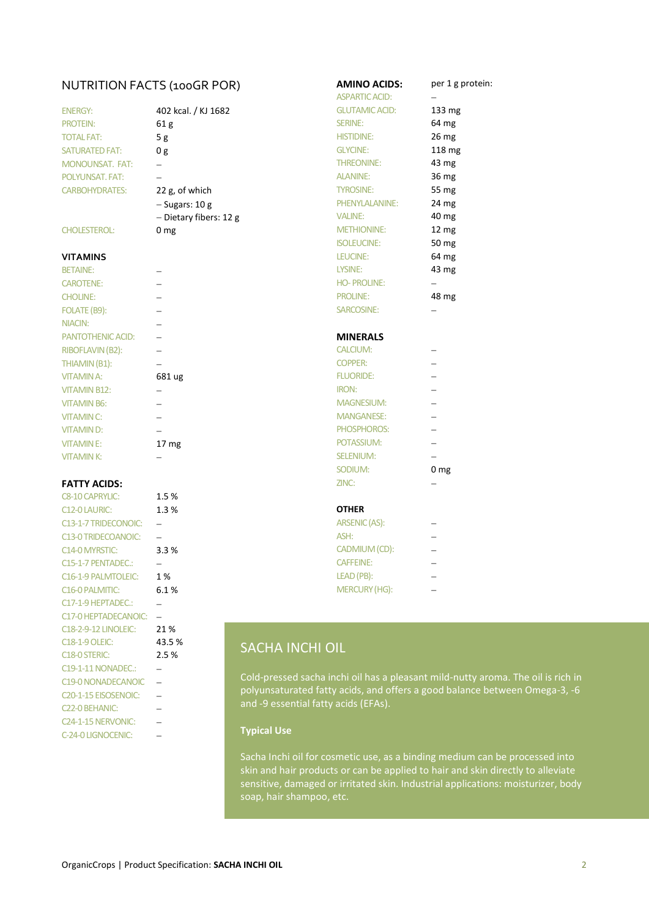## NUTRITION FACTS (100GR POR)

| | |
|---|---|
| ENERGY: | 402 kcal. / KJ 1682 |
| PROTEIN: | 61 g |
| TOTAL FAT: | 5 g |
| SATURATED FAT: | 0 g |
| MONOUNSAT. FAT: | – |
| POLYUNSAT. FAT: | – |
| CARBOHYDRATES: | 22 g, of which<br>– Sugars: 10 g<br>– Dietary fibers: 12 g |
| CHOLESTEROL: | 0 mg |

### VITAMINS

| | |
|---|---|
| BETAINE: | – |
| CAROTENE: | – |
| CHOLINE: | – |
| FOLATE (B9): | – |
| NIACIN: | – |
| PANTOTHENIC ACID: | – |
| RIBOFLAVIN (B2): | – |
| THIAMIN (B1): | – |
| VITAMIN A: | 681 ug |
| VITAMIN B12: | – |
| VITAMIN B6: | – |
| VITAMIN C: | – |
| VITAMIN D: | – |
| VITAMIN E: | 17 mg |
| VITAMIN K: | – |

### FATTY ACIDS:

| | |
|---|---|
| C8-10 CAPRYLIC: | 1.5 % |
| C12-0 LAURIC: | 1.3 % |
| C13-1-7 TRIDECONOIC: | – |
| C13-0 TRIDECOANOIC: | – |
| C14-0 MYRSTIC: | 3.3 % |
| C15-1-7 PENTADEC.: | – |
| C16-1-9 PALMTOLEIC: | 1 % |
| C16-0 PALMITIC: | 6.1 % |
| C17-1-9 HEPTADEC.: | – |
| C17-0 HEPTADECANOIC: | – |
| C18-2-9-12 LINOLEIC: | 21 % |
| C18-1-9 OLEIC: | 43.5 % |
| C18-0 STERIC: | 2.5 % |
| C19-1-11 NONADEC.: | – |
| C19-0 NONADECANOIC | – |
| C20-1-15 EISOSENOIC: | – |
| C22-0 BEHANIC: | – |
| C24-1-15 NERVONIC: | – |
| C-24-0 LIGNOCENIC: | – |

### AMINO ACIDS:

| | per 1 g protein: |
|---|---|
| ASPARTIC ACID: | – |
| GLUTAMIC ACID: | 133 mg |
| SERINE: | 64 mg |
| HISTIDINE: | 26 mg |
| GLYCINE: | 118 mg |
| THREONINE: | 43 mg |
| ALANINE: | 36 mg |
| TYROSINE: | 55 mg |
| PHENYLALANINE: | 24 mg |
| VALINE: | 40 mg |
| METHIONINE: | 12 mg |
| ISOLEUCINE: | 50 mg |
| LEUCINE: | 64 mg |
| LYSINE: | 43 mg |
| HO- PROLINE: | – |
| PROLINE: | 48 mg |
| SARCOSINE: | – |

### MINERALS

| | |
|---|---|
| CALCIUM: | – |
| COPPER: | – |
| FLUORIDE: | – |
| IRON: | – |
| MAGNESIUM: | – |
| MANGANESE: | – |
| PHOSPHOROS: | – |
| POTASSIUM: | – |
| SELENIUM: | – |
| SODIUM: | 0 mg |
| ZINC: | – |

### OTHER

| | |
|---|---|
| ARSENIC (AS): | – |
| ASH: | – |
| CADMIUM (CD): | – |
| CAFFEINE: | – |
| LEAD (PB): | – |
| MERCURY (HG): | – |

## SACHA INCHI OIL

Cold-pressed sacha inchi oil has a pleasant mild-nutty aroma. The oil is rich in polyunsaturated fatty acids, and offers a good balance between Omega-3, -6 and -9 essential fatty acids (EFAs).

**Typical Use**

Sacha Inchi oil for cosmetic use, as a binding medium can be processed into skin and hair products or can be applied to hair and skin directly to alleviate sensitive, damaged or irritated skin. Industrial applications: moisturizer, body soap, hair shampoo, etc.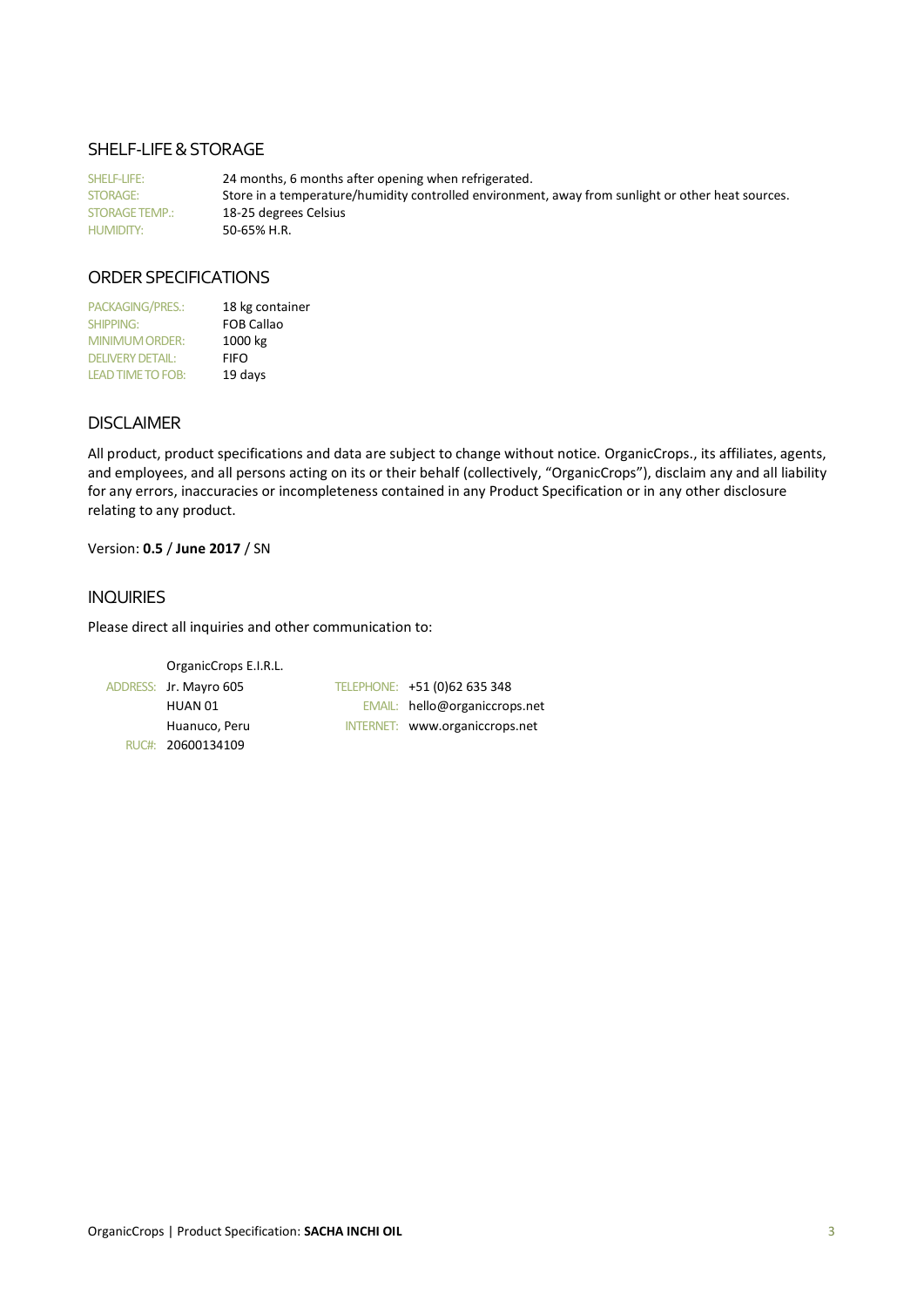## SHELF-LIFE & STORAGE

| | |
|---|---|
| SHELF-LIFE: | 24 months, 6 months after opening when refrigerated. |
| STORAGE: | Store in a temperature/humidity controlled environment, away from sunlight or other heat sources. |
| STORAGE TEMP.: | 18-25 degrees Celsius |
| HUMIDITY: | 50-65% H.R. |

## ORDER SPECIFICATIONS

| | |
|---|---|
| PACKAGING/PRES.: | 18 kg container |
| SHIPPING: | FOB Callao |
| MINIMUM ORDER: | 1000 kg |
| DELIVERY DETAIL: | FIFO |
| LEAD TIME TO FOB: | 19 days |

## DISCLAIMER

All product, product specifications and data are subject to change without notice. OrganicCrops., its affiliates, agents, and employees, and all persons acting on its or their behalf (collectively, “OrganicCrops”), disclaim any and all liability for any errors, inaccuracies or incompleteness contained in any Product Specification or in any other disclosure relating to any product.

Version: **0.5** / **June 2017** / SN

## INQUIRIES

Please direct all inquiries and other communication to:

OrganicCrops E.I.R.L.

ADDRESS: Jr. Mayro 605
HUAN 01
Huanuco, Peru

RUC#: 20600134109

TELEPHONE: +51 (0)62 635 348
EMAIL: hello@organiccrops.net
INTERNET: www.organiccrops.net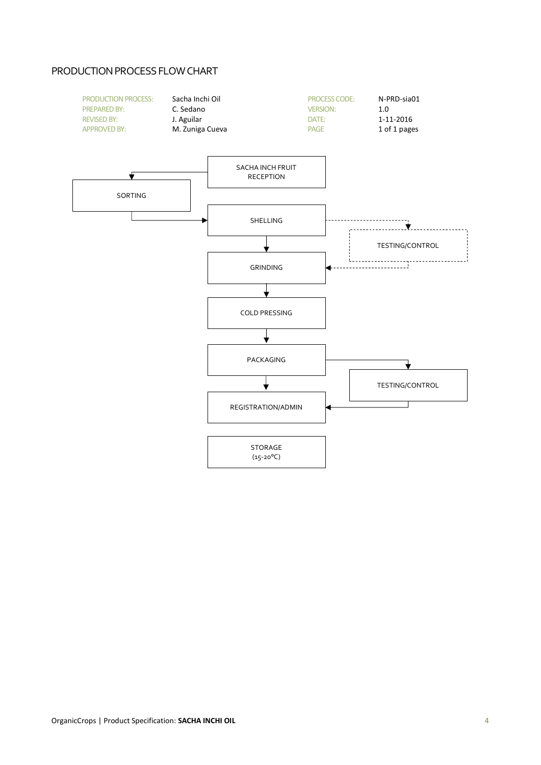# PRODUCTION PROCESS FLOW CHART

| | | | |
|---|---|---|---|
| PRODUCTION PROCESS: | Sacha Inchi Oil | PROCESS CODE: | N-PRD-sia01 |
| PREPARED BY: | C. Sedano | VERSION: | 1.0 |
| REVISED BY: | J. Aguilar | DATE: | 1-11-2016 |
| APPROVED BY: | M. Zuniga Cueva | PAGE | 1 of 1 pages |

SACHA INCH FRUIT RECEPTION

SORTING

SHELLING

TESTING/CONTROL

GRINDING

COLD PRESSING

PACKAGING

TESTING/CONTROL

REGISTRATION/ADMIN

STORAGE (15-20°C)